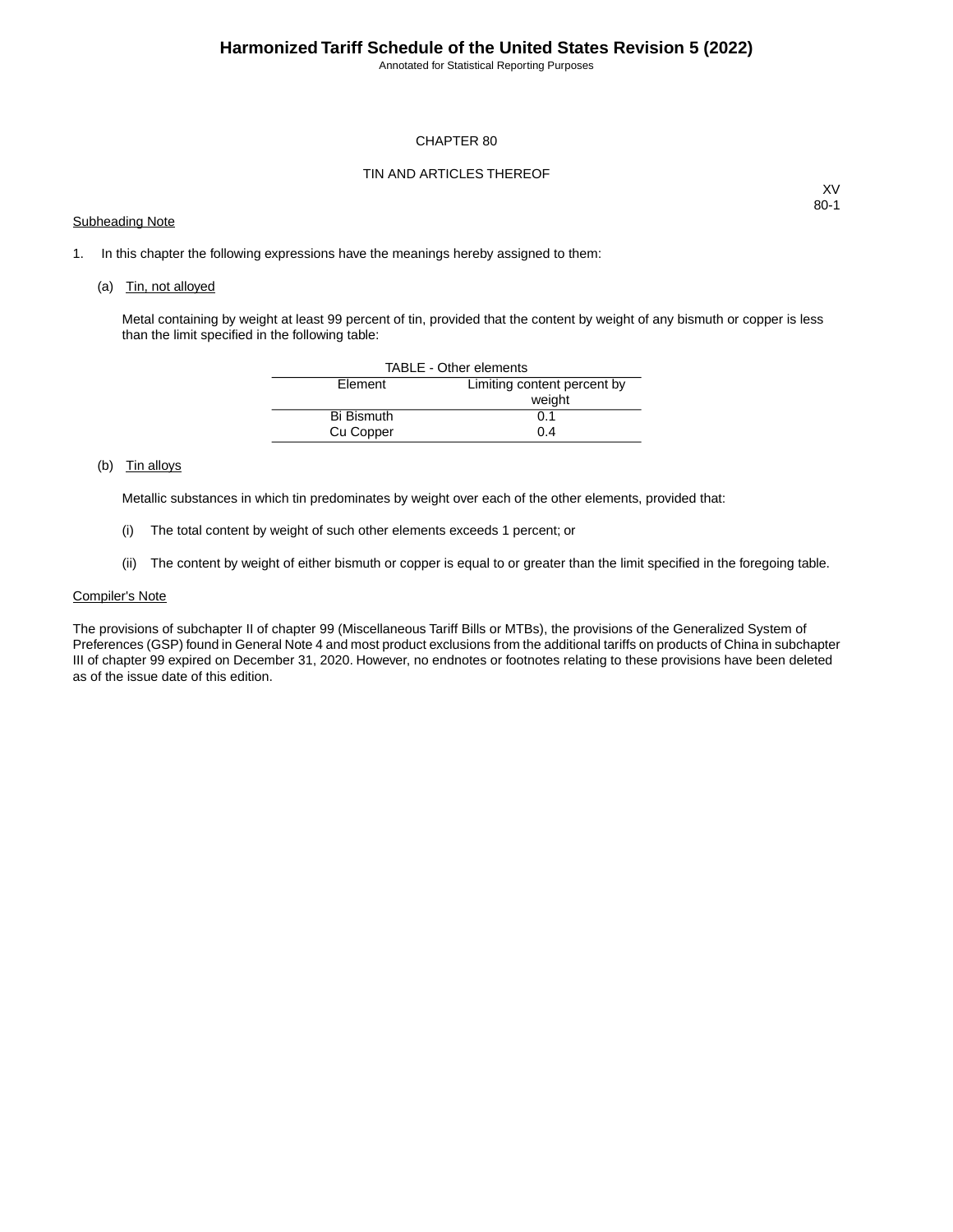# CHAPTER 80

## TIN AND ARTICLES THEREOF

XV
80-1

Subheading Note

1. In this chapter the following expressions have the meanings hereby assigned to them:

   (a) Tin, not alloyed

   Metal containing by weight at least 99 percent of tin, provided that the content by weight of any bismuth or copper is less than the limit specified in the following table:

   TABLE - Other elements

   | Element | Limiting content percent by weight |
   |---|---|
   | Bi Bismuth | 0.1 |
   | Cu Copper | 0.4 |

   (b) Tin alloys

   Metallic substances in which tin predominates by weight over each of the other elements, provided that:

   (i) The total content by weight of such other elements exceeds 1 percent; or

   (ii) The content by weight of either bismuth or copper is equal to or greater than the limit specified in the foregoing table.

Compiler's Note

The provisions of subchapter II of chapter 99 (Miscellaneous Tariff Bills or MTBs), the provisions of the Generalized System of Preferences (GSP) found in General Note 4 and most product exclusions from the additional tariffs on products of China in subchapter III of chapter 99 expired on December 31, 2020. However, no endnotes or footnotes relating to these provisions have been deleted as of the issue date of this edition.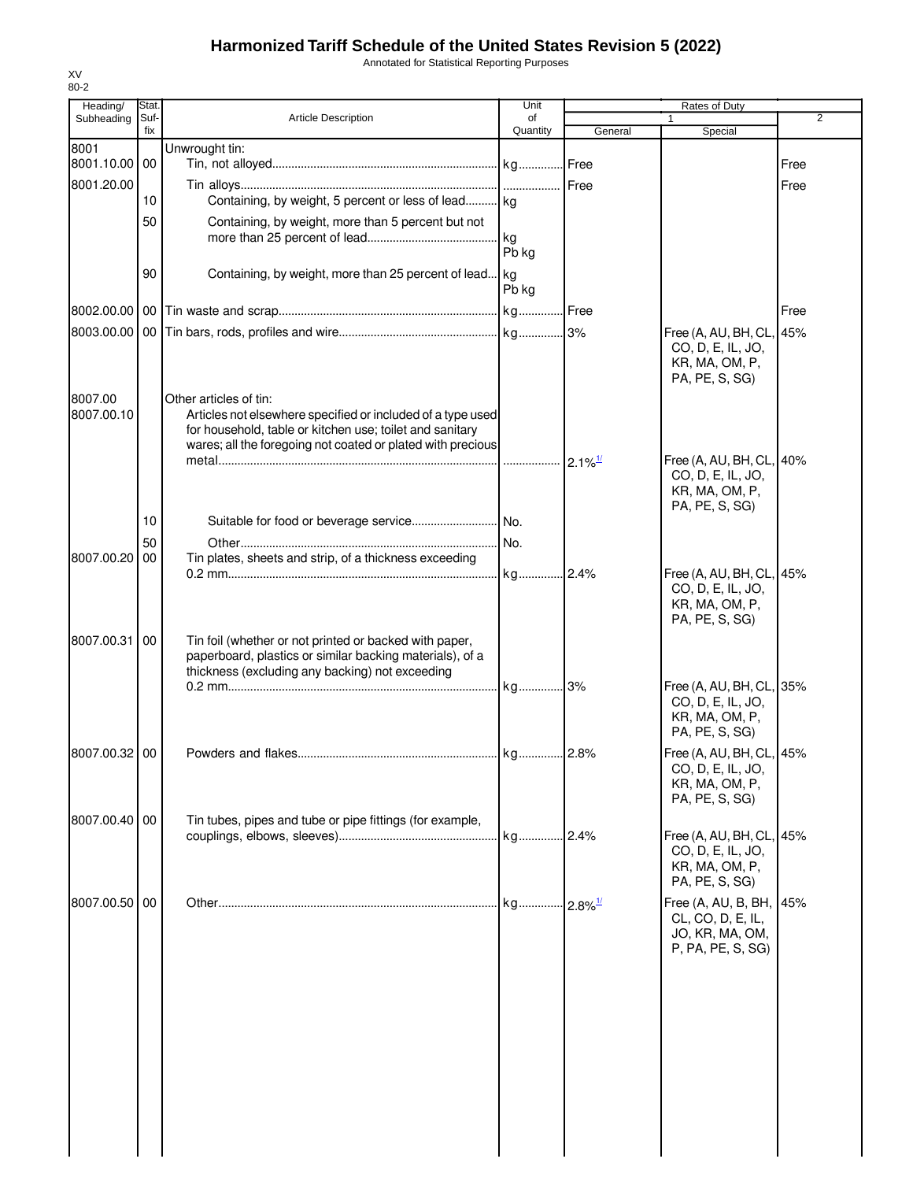# Harmonized Tariff Schedule of the United States Revision 5 (2022)

Annotated for Statistical Reporting Purposes

XV
80-2

| Heading/ Subheading | Stat. Suf- fix | Article Description | Unit of Quantity | Rates of Duty 1 General | Special | 2 |
|---|---|---|---|---|---|---|
| 8001 | | Unwrought tin: | | | | |
| 8001.10.00 | 00 | Tin, not alloyed | kg | Free | | Free |
| 8001.20.00 | | Tin alloys | | Free | | Free |
| | 10 | Containing, by weight, 5 percent or less of lead | kg | | | |
| | 50 | Containing, by weight, more than 5 percent but not more than 25 percent of lead | kg Pb kg | | | |
| | 90 | Containing, by weight, more than 25 percent of lead | kg Pb kg | | | |
| 8002.00.00 | 00 | Tin waste and scrap | kg | Free | | Free |
| 8003.00.00 | 00 | Tin bars, rods, profiles and wire | kg | 3% | Free (A, AU, BH, CL, CO, D, E, IL, JO, KR, MA, OM, P, PA, PE, S, SG) | 45% |
| 8007.00 | | Other articles of tin: | | | | |
| 8007.00.10 | | Articles not elsewhere specified or included of a type used for household, table or kitchen use; toilet and sanitary wares; all the foregoing not coated or plated with precious metal | | 2.1%[1/] | Free (A, AU, BH, CL, CO, D, E, IL, JO, KR, MA, OM, P, PA, PE, S, SG) | 40% |
| | 10 | Suitable for food or beverage service | No. | | | |
| | 50 | Other | No. | | | |
| 8007.00.20 | 00 | Tin plates, sheets and strip, of a thickness exceeding 0.2 mm | kg | 2.4% | Free (A, AU, BH, CL, CO, D, E, IL, JO, KR, MA, OM, P, PA, PE, S, SG) | 45% |
| 8007.00.31 | 00 | Tin foil (whether or not printed or backed with paper, paperboard, plastics or similar backing materials), of a thickness (excluding any backing) not exceeding 0.2 mm | kg | 3% | Free (A, AU, BH, CL, CO, D, E, IL, JO, KR, MA, OM, P, PA, PE, S, SG) | 35% |
| 8007.00.32 | 00 | Powders and flakes | kg | 2.8% | Free (A, AU, BH, CL, CO, D, E, IL, JO, KR, MA, OM, P, PA, PE, S, SG) | 45% |
| 8007.00.40 | 00 | Tin tubes, pipes and tube or pipe fittings (for example, couplings, elbows, sleeves) | kg | 2.4% | Free (A, AU, BH, CL, CO, D, E, IL, JO, KR, MA, OM, P, PA, PE, S, SG) | 45% |
| 8007.00.50 | 00 | Other | kg | 2.8%[1/] | Free (A, AU, B, BH, CL, CO, D, E, IL, JO, KR, MA, OM, P, PA, PE, S, SG) | 45% |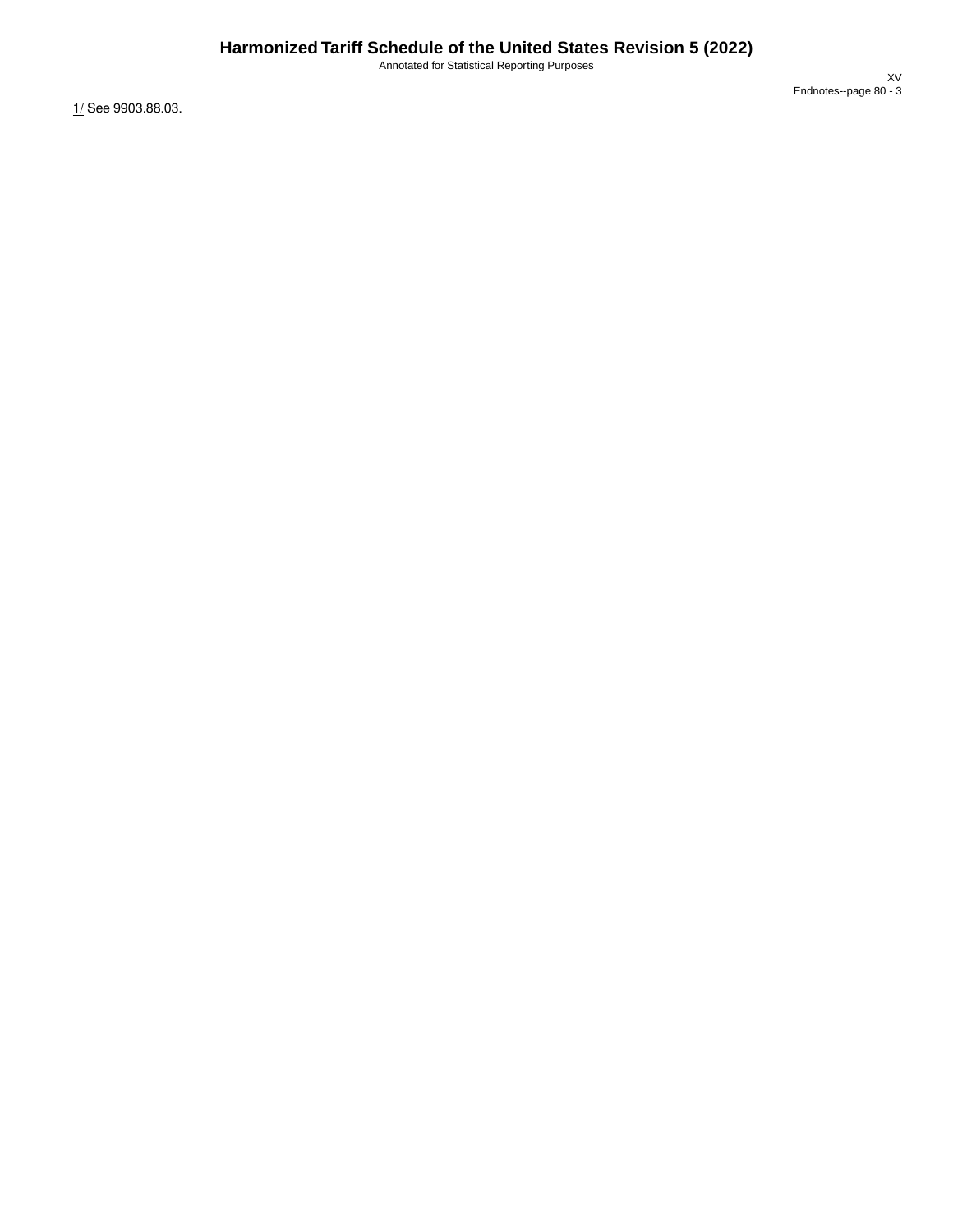1/ See 9903.88.03.